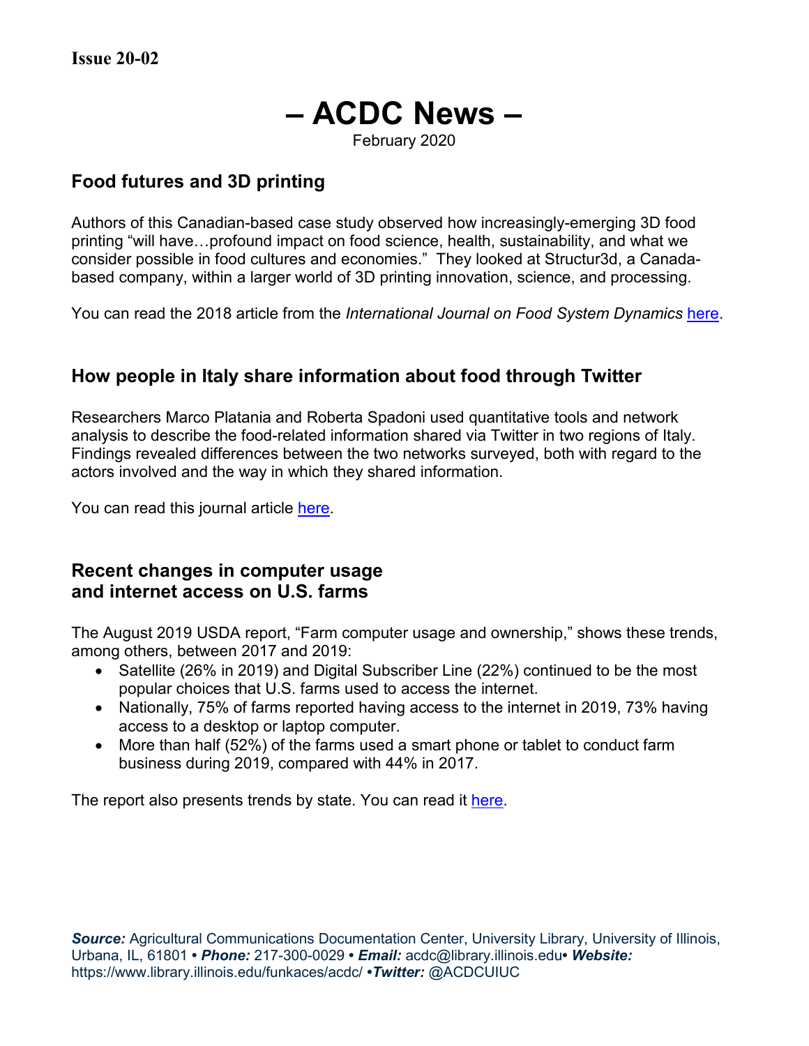**Issue 20-02**

# – ACDC News –

February 2020

## Food futures and 3D printing

Authors of this Canadian-based case study observed how increasingly-emerging 3D food printing "will have…profound impact on food science, health, sustainability, and what we consider possible in food cultures and economies." They looked at Structur3d, a Canada-based company, within a larger world of 3D printing innovation, science, and processing.

You can read the 2018 article from the *International Journal on Food System Dynamics* here.

## How people in Italy share information about food through Twitter

Researchers Marco Platania and Roberta Spadoni used quantitative tools and network analysis to describe the food-related information shared via Twitter in two regions of Italy. Findings revealed differences between the two networks surveyed, both with regard to the actors involved and the way in which they shared information.

You can read this journal article here.

## Recent changes in computer usage and internet access on U.S. farms

The August 2019 USDA report, "Farm computer usage and ownership," shows these trends, among others, between 2017 and 2019:

- Satellite (26% in 2019) and Digital Subscriber Line (22%) continued to be the most popular choices that U.S. farms used to access the internet.
- Nationally, 75% of farms reported having access to the internet in 2019, 73% having access to a desktop or laptop computer.
- More than half (52%) of the farms used a smart phone or tablet to conduct farm business during 2019, compared with 44% in 2017.

The report also presents trends by state. You can read it here.

***Source:*** Agricultural Communications Documentation Center, University Library, University of Illinois, Urbana, IL, 61801 • ***Phone:*** 217-300-0029 • ***Email:*** acdc@library.illinois.edu• ***Website:*** https://www.library.illinois.edu/funkaces/acdc/ •***Twitter:*** @ACDCUIUC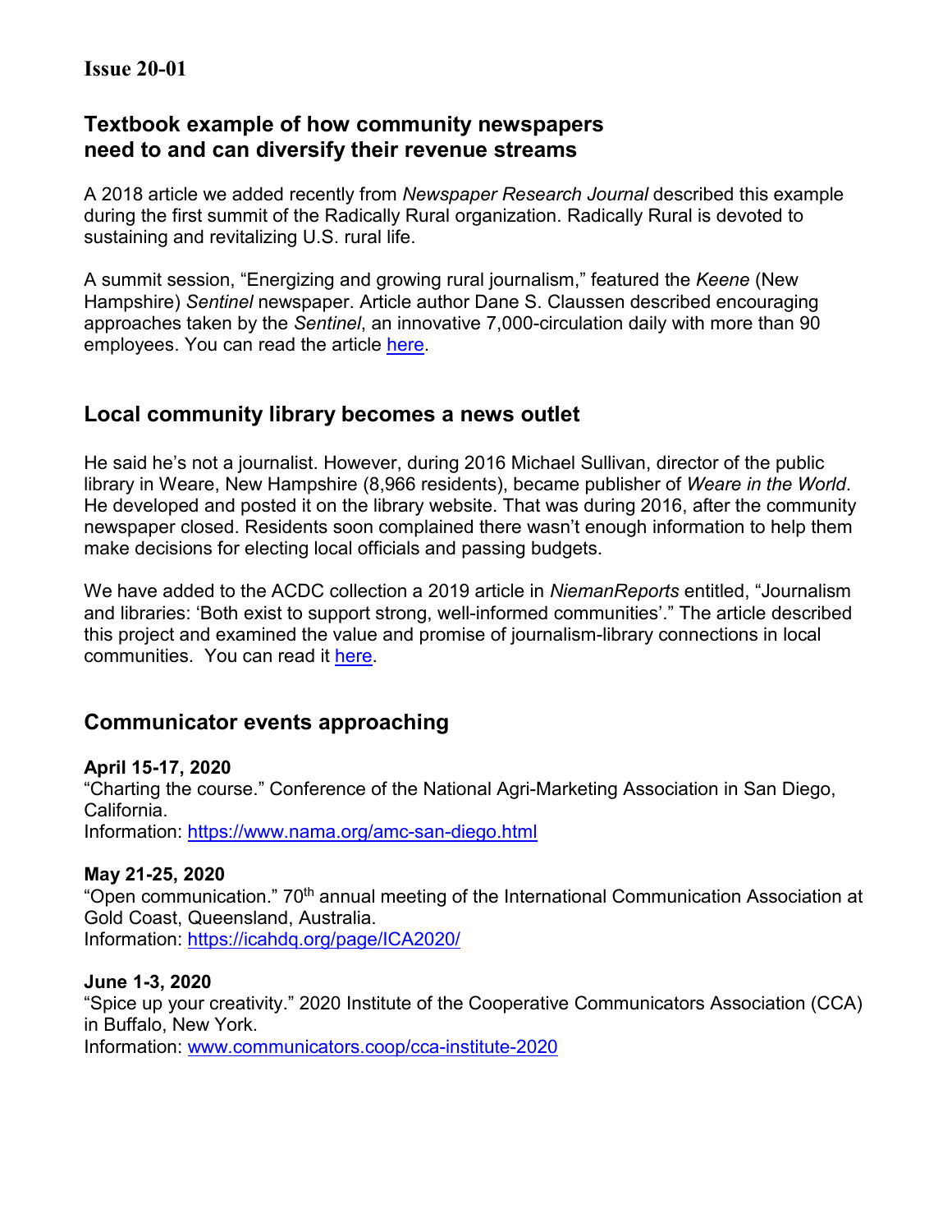**Issue 20-01**

## Textbook example of how community newspapers need to and can diversify their revenue streams

A 2018 article we added recently from *Newspaper Research Journal* described this example during the first summit of the Radically Rural organization. Radically Rural is devoted to sustaining and revitalizing U.S. rural life.

A summit session, "Energizing and growing rural journalism," featured the *Keene* (New Hampshire) *Sentinel* newspaper. Article author Dane S. Claussen described encouraging approaches taken by the *Sentinel*, an innovative 7,000-circulation daily with more than 90 employees. You can read the article here.

## Local community library becomes a news outlet

He said he's not a journalist. However, during 2016 Michael Sullivan, director of the public library in Weare, New Hampshire (8,966 residents), became publisher of *Weare in the World*. He developed and posted it on the library website. That was during 2016, after the community newspaper closed. Residents soon complained there wasn't enough information to help them make decisions for electing local officials and passing budgets.

We have added to the ACDC collection a 2019 article in *NiemanReports* entitled, "Journalism and libraries: 'Both exist to support strong, well-informed communities'." The article described this project and examined the value and promise of journalism-library connections in local communities. You can read it here.

## Communicator events approaching

**April 15-17, 2020**
"Charting the course." Conference of the National Agri-Marketing Association in San Diego, California.
Information: https://www.nama.org/amc-san-diego.html

**May 21-25, 2020**
"Open communication." 70th annual meeting of the International Communication Association at Gold Coast, Queensland, Australia.
Information: https://icahdq.org/page/ICA2020/

**June 1-3, 2020**
"Spice up your creativity." 2020 Institute of the Cooperative Communicators Association (CCA) in Buffalo, New York.
Information: www.communicators.coop/cca-institute-2020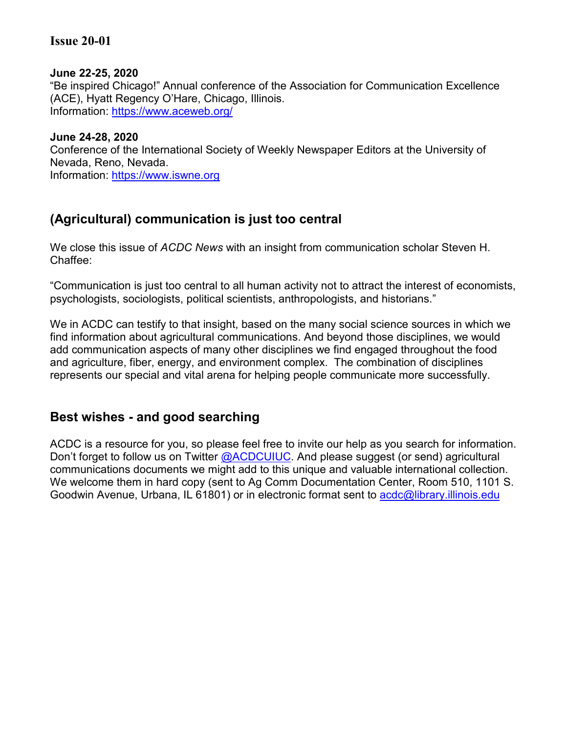**Issue 20-01**

**June 22-25, 2020**
"Be inspired Chicago!" Annual conference of the Association for Communication Excellence (ACE), Hyatt Regency O'Hare, Chicago, Illinois.
Information: https://www.aceweb.org/

**June 24-28, 2020**
Conference of the International Society of Weekly Newspaper Editors at the University of Nevada, Reno, Nevada.
Information: https://www.iswne.org

## (Agricultural) communication is just too central

We close this issue of *ACDC News* with an insight from communication scholar Steven H. Chaffee:

"Communication is just too central to all human activity not to attract the interest of economists, psychologists, sociologists, political scientists, anthropologists, and historians."

We in ACDC can testify to that insight, based on the many social science sources in which we find information about agricultural communications. And beyond those disciplines, we would add communication aspects of many other disciplines we find engaged throughout the food and agriculture, fiber, energy, and environment complex. The combination of disciplines represents our special and vital arena for helping people communicate more successfully.

## Best wishes - and good searching

ACDC is a resource for you, so please feel free to invite our help as you search for information. Don't forget to follow us on Twitter @ACDCUIUC. And please suggest (or send) agricultural communications documents we might add to this unique and valuable international collection. We welcome them in hard copy (sent to Ag Comm Documentation Center, Room 510, 1101 S. Goodwin Avenue, Urbana, IL 61801) or in electronic format sent to acdc@library.illinois.edu